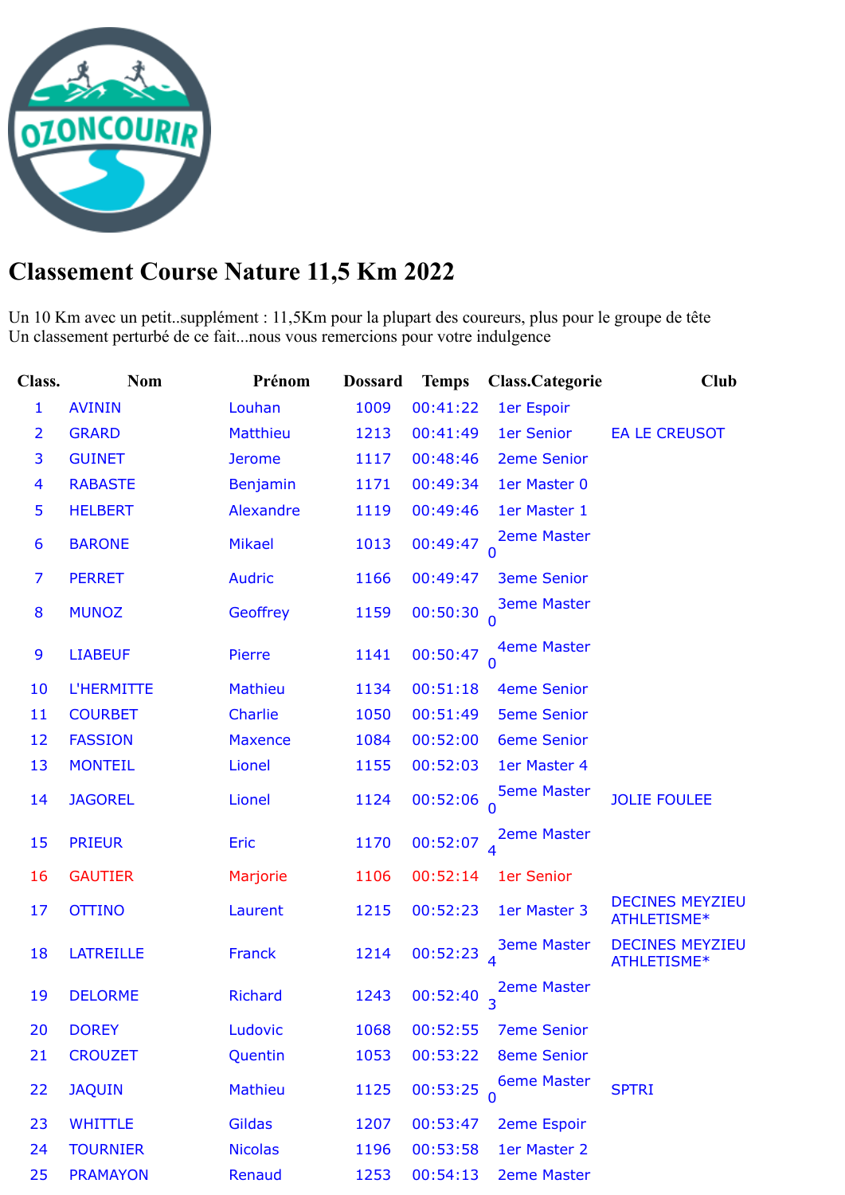# Classement Course Nature 11,5 Km 2022

Un 10 Km avec un petit..supplément : 11,5Km pour la plupart des coureurs, plus pour le groupe de tête
Un classement perturbé de ce fait...nous vous remercions pour votre indulgence

| Class. | Nom | Prénom | Dossard | Temps | Class.Categorie | Club |
|---|---|---|---|---|---|---|
| 1 | AVININ | Louhan | 1009 | 00:41:22 | 1er Espoir | |
| 2 | GRARD | Matthieu | 1213 | 00:41:49 | 1er Senior | EA LE CREUSOT |
| 3 | GUINET | Jerome | 1117 | 00:48:46 | 2eme Senior | |
| 4 | RABASTE | Benjamin | 1171 | 00:49:34 | 1er Master 0 | |
| 5 | HELBERT | Alexandre | 1119 | 00:49:46 | 1er Master 1 | |
| 6 | BARONE | Mikael | 1013 | 00:49:47 | 2eme Master 0 | |
| 7 | PERRET | Audric | 1166 | 00:49:47 | 3eme Senior | |
| 8 | MUNOZ | Geoffrey | 1159 | 00:50:30 | 3eme Master 0 | |
| 9 | LIABEUF | Pierre | 1141 | 00:50:47 | 4eme Master 0 | |
| 10 | L'HERMITTE | Mathieu | 1134 | 00:51:18 | 4eme Senior | |
| 11 | COURBET | Charlie | 1050 | 00:51:49 | 5eme Senior | |
| 12 | FASSION | Maxence | 1084 | 00:52:00 | 6eme Senior | |
| 13 | MONTEIL | Lionel | 1155 | 00:52:03 | 1er Master 4 | |
| 14 | JAGOREL | Lionel | 1124 | 00:52:06 | 5eme Master 0 | JOLIE FOULEE |
| 15 | PRIEUR | Eric | 1170 | 00:52:07 | 2eme Master 4 | |
| 16 | GAUTIER | Marjorie | 1106 | 00:52:14 | 1er Senior | |
| 17 | OTTINO | Laurent | 1215 | 00:52:23 | 1er Master 3 | DECINES MEYZIEU ATHLETISME* |
| 18 | LATREILLE | Franck | 1214 | 00:52:23 | 3eme Master 4 | DECINES MEYZIEU ATHLETISME* |
| 19 | DELORME | Richard | 1243 | 00:52:40 | 2eme Master 3 | |
| 20 | DOREY | Ludovic | 1068 | 00:52:55 | 7eme Senior | |
| 21 | CROUZET | Quentin | 1053 | 00:53:22 | 8eme Senior | |
| 22 | JAQUIN | Mathieu | 1125 | 00:53:25 | 6eme Master 0 | SPTRI |
| 23 | WHITTLE | Gildas | 1207 | 00:53:47 | 2eme Espoir | |
| 24 | TOURNIER | Nicolas | 1196 | 00:53:58 | 1er Master 2 | |
| 25 | PRAMAYON | Renaud | 1253 | 00:54:13 | 2eme Master | |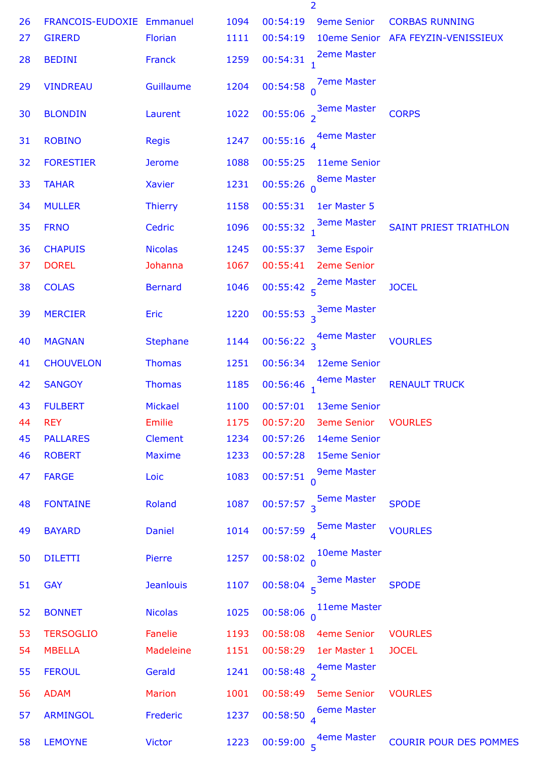2

| | | | | | | |
|---|---|---|---|---|---|---|
| 26 | FRANCOIS-EUDOXIE | Emmanuel | 1094 | 00:54:19 | 9eme Senior | CORBAS RUNNING |
| 27 | GIRERD | Florian | 1111 | 00:54:19 | 10eme Senior | AFA FEYZIN-VENISSIEUX |
| 28 | BEDINI | Franck | 1259 | 00:54:31 | 2eme Master 1 | |
| 29 | VINDREAU | Guillaume | 1204 | 00:54:58 | 7eme Master 0 | |
| 30 | BLONDIN | Laurent | 1022 | 00:55:06 | 3eme Master 2 | CORPS |
| 31 | ROBINO | Regis | 1247 | 00:55:16 | 4eme Master 4 | |
| 32 | FORESTIER | Jerome | 1088 | 00:55:25 | 11eme Senior | |
| 33 | TAHAR | Xavier | 1231 | 00:55:26 | 8eme Master 0 | |
| 34 | MULLER | Thierry | 1158 | 00:55:31 | 1er Master 5 | |
| 35 | FRNO | Cedric | 1096 | 00:55:32 | 3eme Master 1 | SAINT PRIEST TRIATHLON |
| 36 | CHAPUIS | Nicolas | 1245 | 00:55:37 | 3eme Espoir | |
| 37 | DOREL | Johanna | 1067 | 00:55:41 | 2eme Senior | |
| 38 | COLAS | Bernard | 1046 | 00:55:42 | 2eme Master 5 | JOCEL |
| 39 | MERCIER | Eric | 1220 | 00:55:53 | 3eme Master 3 | |
| 40 | MAGNAN | Stephane | 1144 | 00:56:22 | 4eme Master 3 | VOURLES |
| 41 | CHOUVELON | Thomas | 1251 | 00:56:34 | 12eme Senior | |
| 42 | SANGOY | Thomas | 1185 | 00:56:46 | 4eme Master 1 | RENAULT TRUCK |
| 43 | FULBERT | Mickael | 1100 | 00:57:01 | 13eme Senior | |
| 44 | REY | Emilie | 1175 | 00:57:20 | 3eme Senior | VOURLES |
| 45 | PALLARES | Clement | 1234 | 00:57:26 | 14eme Senior | |
| 46 | ROBERT | Maxime | 1233 | 00:57:28 | 15eme Senior | |
| 47 | FARGE | Loic | 1083 | 00:57:51 | 9eme Master 0 | |
| 48 | FONTAINE | Roland | 1087 | 00:57:57 | 5eme Master 3 | SPODE |
| 49 | BAYARD | Daniel | 1014 | 00:57:59 | 5eme Master 4 | VOURLES |
| 50 | DILETTI | Pierre | 1257 | 00:58:02 | 10eme Master 0 | |
| 51 | GAY | Jeanlouis | 1107 | 00:58:04 | 3eme Master 5 | SPODE |
| 52 | BONNET | Nicolas | 1025 | 00:58:06 | 11eme Master 0 | |
| 53 | TERSOGLIO | Fanelie | 1193 | 00:58:08 | 4eme Senior | VOURLES |
| 54 | MBELLA | Madeleine | 1151 | 00:58:29 | 1er Master 1 | JOCEL |
| 55 | FEROUL | Gerald | 1241 | 00:58:48 | 4eme Master 2 | |
| 56 | ADAM | Marion | 1001 | 00:58:49 | 5eme Senior | VOURLES |
| 57 | ARMINGOL | Frederic | 1237 | 00:58:50 | 6eme Master 4 | |
| 58 | LEMOYNE | Victor | 1223 | 00:59:00 | 4eme Master 5 | COURIR POUR DES POMMES |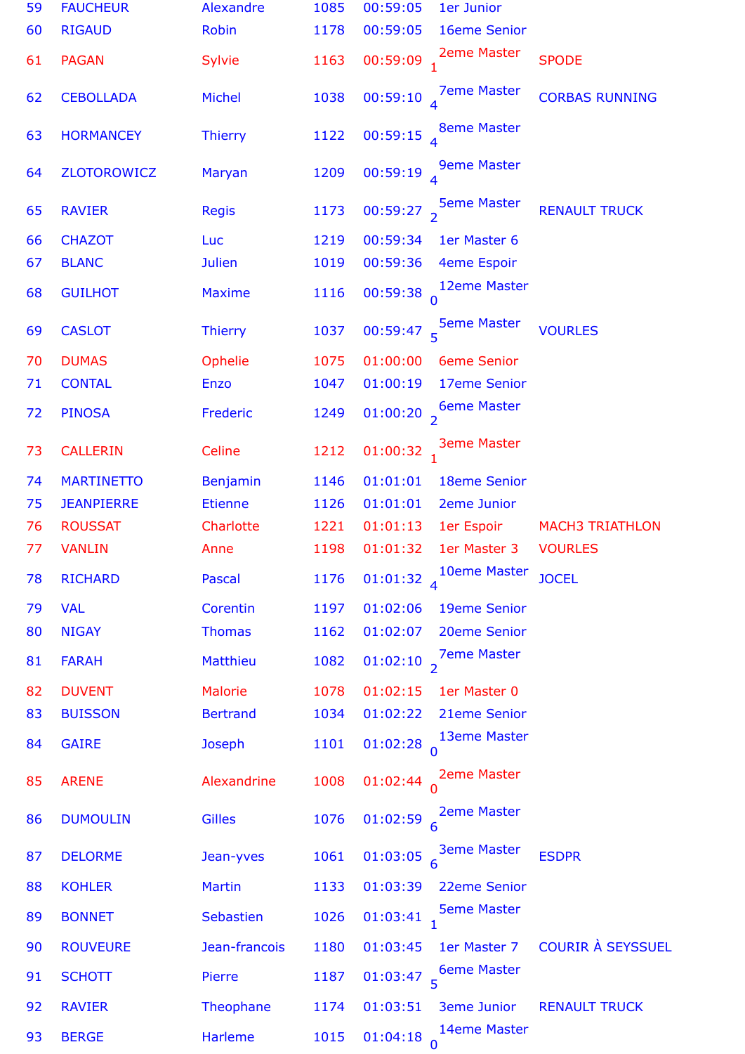| | | | | | | |
|---|---|---|---|---|---|---|
| 59 | FAUCHEUR | Alexandre | 1085 | 00:59:05 | 1er Junior | |
| 60 | RIGAUD | Robin | 1178 | 00:59:05 | 16eme Senior | |
| 61 | PAGAN | Sylvie | 1163 | 00:59:09 | 2eme Master 1 | SPODE |
| 62 | CEBOLLADA | Michel | 1038 | 00:59:10 | 7eme Master 4 | CORBAS RUNNING |
| 63 | HORMANCEY | Thierry | 1122 | 00:59:15 | 8eme Master 4 | |
| 64 | ZLOTOROWICZ | Maryan | 1209 | 00:59:19 | 9eme Master 4 | |
| 65 | RAVIER | Regis | 1173 | 00:59:27 | 5eme Master 2 | RENAULT TRUCK |
| 66 | CHAZOT | Luc | 1219 | 00:59:34 | 1er Master 6 | |
| 67 | BLANC | Julien | 1019 | 00:59:36 | 4eme Espoir | |
| 68 | GUILHOT | Maxime | 1116 | 00:59:38 | 12eme Master 0 | |
| 69 | CASLOT | Thierry | 1037 | 00:59:47 | 5eme Master 5 | VOURLES |
| 70 | DUMAS | Ophelie | 1075 | 01:00:00 | 6eme Senior | |
| 71 | CONTAL | Enzo | 1047 | 01:00:19 | 17eme Senior | |
| 72 | PINOSA | Frederic | 1249 | 01:00:20 | 6eme Master 2 | |
| 73 | CALLERIN | Celine | 1212 | 01:00:32 | 3eme Master 1 | |
| 74 | MARTINETTO | Benjamin | 1146 | 01:01:01 | 18eme Senior | |
| 75 | JEANPIERRE | Etienne | 1126 | 01:01:01 | 2eme Junior | |
| 76 | ROUSSAT | Charlotte | 1221 | 01:01:13 | 1er Espoir | MACH3 TRIATHLON |
| 77 | VANLIN | Anne | 1198 | 01:01:32 | 1er Master 3 | VOURLES |
| 78 | RICHARD | Pascal | 1176 | 01:01:32 | 10eme Master 4 | JOCEL |
| 79 | VAL | Corentin | 1197 | 01:02:06 | 19eme Senior | |
| 80 | NIGAY | Thomas | 1162 | 01:02:07 | 20eme Senior | |
| 81 | FARAH | Matthieu | 1082 | 01:02:10 | 7eme Master 2 | |
| 82 | DUVENT | Malorie | 1078 | 01:02:15 | 1er Master 0 | |
| 83 | BUISSON | Bertrand | 1034 | 01:02:22 | 21eme Senior | |
| 84 | GAIRE | Joseph | 1101 | 01:02:28 | 13eme Master 0 | |
| 85 | ARENE | Alexandrine | 1008 | 01:02:44 | 2eme Master 0 | |
| 86 | DUMOULIN | Gilles | 1076 | 01:02:59 | 2eme Master 6 | |
| 87 | DELORME | Jean-yves | 1061 | 01:03:05 | 3eme Master 6 | ESDPR |
| 88 | KOHLER | Martin | 1133 | 01:03:39 | 22eme Senior | |
| 89 | BONNET | Sebastien | 1026 | 01:03:41 | 5eme Master 1 | |
| 90 | ROUVEURE | Jean-francois | 1180 | 01:03:45 | 1er Master 7 | COURIR À SEYSSUEL |
| 91 | SCHOTT | Pierre | 1187 | 01:03:47 | 6eme Master 5 | |
| 92 | RAVIER | Theophane | 1174 | 01:03:51 | 3eme Junior | RENAULT TRUCK |
| 93 | BERGE | Harleme | 1015 | 01:04:18 | 14eme Master 0 | |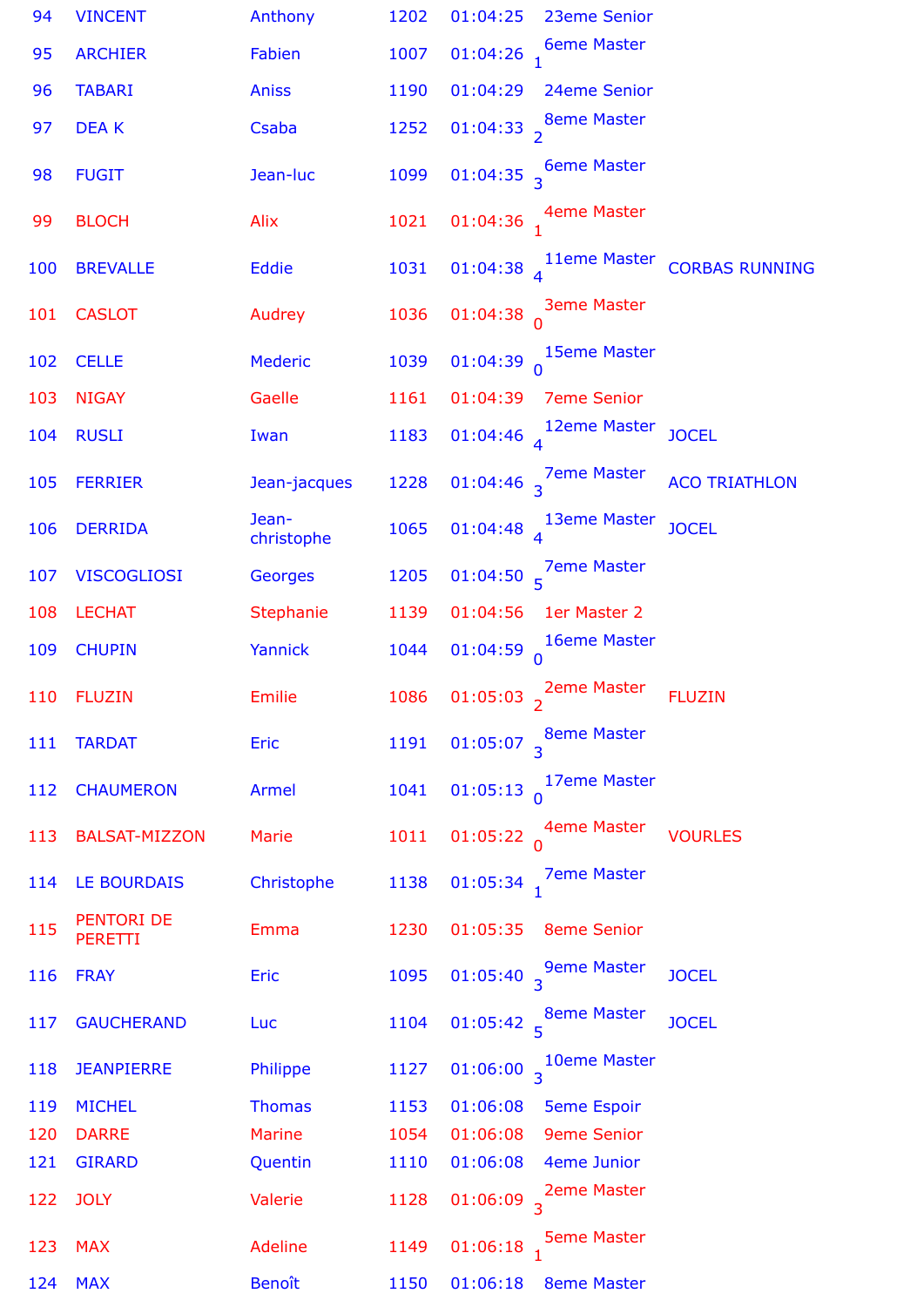| | | | | | | |
|---|---|---|---|---|---|---|
| 94 | VINCENT | Anthony | 1202 | 01:04:25 | 23eme Senior | |
| 95 | ARCHIER | Fabien | 1007 | 01:04:26 | 6eme Master 1 | |
| 96 | TABARI | Aniss | 1190 | 01:04:29 | 24eme Senior | |
| 97 | DEA K | Csaba | 1252 | 01:04:33 | 8eme Master 2 | |
| 98 | FUGIT | Jean-luc | 1099 | 01:04:35 | 6eme Master 3 | |
| 99 | BLOCH | Alix | 1021 | 01:04:36 | 4eme Master 1 | |
| 100 | BREVALLE | Eddie | 1031 | 01:04:38 | 11eme Master 4 | CORBAS RUNNING |
| 101 | CASLOT | Audrey | 1036 | 01:04:38 | 3eme Master 0 | |
| 102 | CELLE | Mederic | 1039 | 01:04:39 | 15eme Master 0 | |
| 103 | NIGAY | Gaelle | 1161 | 01:04:39 | 7eme Senior | |
| 104 | RUSLI | Iwan | 1183 | 01:04:46 | 12eme Master 4 | JOCEL |
| 105 | FERRIER | Jean-jacques | 1228 | 01:04:46 | 7eme Master 3 | ACO TRIATHLON |
| 106 | DERRIDA | Jean-christophe | 1065 | 01:04:48 | 13eme Master 4 | JOCEL |
| 107 | VISCOGLIOSI | Georges | 1205 | 01:04:50 | 7eme Master 5 | |
| 108 | LECHAT | Stephanie | 1139 | 01:04:56 | 1er Master 2 | |
| 109 | CHUPIN | Yannick | 1044 | 01:04:59 | 16eme Master 0 | |
| 110 | FLUZIN | Emilie | 1086 | 01:05:03 | 2eme Master 2 | FLUZIN |
| 111 | TARDAT | Eric | 1191 | 01:05:07 | 8eme Master 3 | |
| 112 | CHAUMERON | Armel | 1041 | 01:05:13 | 17eme Master 0 | |
| 113 | BALSAT-MIZZON | Marie | 1011 | 01:05:22 | 4eme Master 0 | VOURLES |
| 114 | LE BOURDAIS | Christophe | 1138 | 01:05:34 | 7eme Master 1 | |
| 115 | PENTORI DE PERETTI | Emma | 1230 | 01:05:35 | 8eme Senior | |
| 116 | FRAY | Eric | 1095 | 01:05:40 | 9eme Master 3 | JOCEL |
| 117 | GAUCHERAND | Luc | 1104 | 01:05:42 | 8eme Master 5 | JOCEL |
| 118 | JEANPIERRE | Philippe | 1127 | 01:06:00 | 10eme Master 3 | |
| 119 | MICHEL | Thomas | 1153 | 01:06:08 | 5eme Espoir | |
| 120 | DARRE | Marine | 1054 | 01:06:08 | 9eme Senior | |
| 121 | GIRARD | Quentin | 1110 | 01:06:08 | 4eme Junior | |
| 122 | JOLY | Valerie | 1128 | 01:06:09 | 2eme Master 3 | |
| 123 | MAX | Adeline | 1149 | 01:06:18 | 5eme Master 1 | |
| 124 | MAX | Benoît | 1150 | 01:06:18 | 8eme Master | |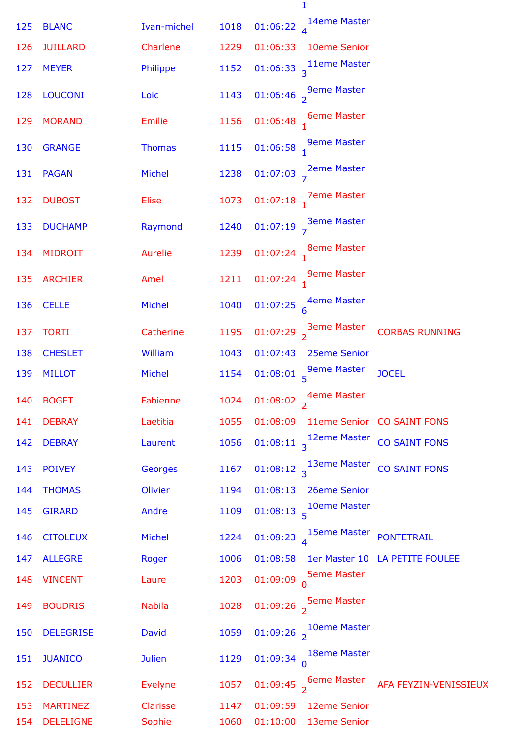1

| | | | | | | |
|---|---|---|---|---|---|---|
| 125 | BLANC | Ivan-michel | 1018 | 01:06:22 | 14eme Master 4 | |
| 126 | JUILLARD | Charlene | 1229 | 01:06:33 | 10eme Senior | |
| 127 | MEYER | Philippe | 1152 | 01:06:33 | 11eme Master 3 | |
| 128 | LOUCONI | Loic | 1143 | 01:06:46 | 9eme Master 2 | |
| 129 | MORAND | Emilie | 1156 | 01:06:48 | 6eme Master 1 | |
| 130 | GRANGE | Thomas | 1115 | 01:06:58 | 9eme Master 1 | |
| 131 | PAGAN | Michel | 1238 | 01:07:03 | 2eme Master 7 | |
| 132 | DUBOST | Elise | 1073 | 01:07:18 | 7eme Master 1 | |
| 133 | DUCHAMP | Raymond | 1240 | 01:07:19 | 3eme Master 7 | |
| 134 | MIDROIT | Aurelie | 1239 | 01:07:24 | 8eme Master 1 | |
| 135 | ARCHIER | Amel | 1211 | 01:07:24 | 9eme Master 1 | |
| 136 | CELLE | Michel | 1040 | 01:07:25 | 4eme Master 6 | |
| 137 | TORTI | Catherine | 1195 | 01:07:29 | 3eme Master 2 | CORBAS RUNNING |
| 138 | CHESLET | William | 1043 | 01:07:43 | 25eme Senior | |
| 139 | MILLOT | Michel | 1154 | 01:08:01 | 9eme Master 5 | JOCEL |
| 140 | BOGET | Fabienne | 1024 | 01:08:02 | 4eme Master 2 | |
| 141 | DEBRAY | Laetitia | 1055 | 01:08:09 | 11eme Senior | CO SAINT FONS |
| 142 | DEBRAY | Laurent | 1056 | 01:08:11 | 12eme Master 3 | CO SAINT FONS |
| 143 | POIVEY | Georges | 1167 | 01:08:12 | 13eme Master 3 | CO SAINT FONS |
| 144 | THOMAS | Olivier | 1194 | 01:08:13 | 26eme Senior | |
| 145 | GIRARD | Andre | 1109 | 01:08:13 | 10eme Master 5 | |
| 146 | CITOLEUX | Michel | 1224 | 01:08:23 | 15eme Master 4 | PONTETRAIL |
| 147 | ALLEGRE | Roger | 1006 | 01:08:58 | 1er Master 10 | LA PETITE FOULEE |
| 148 | VINCENT | Laure | 1203 | 01:09:09 | 5eme Master 0 | |
| 149 | BOUDRIS | Nabila | 1028 | 01:09:26 | 5eme Master 2 | |
| 150 | DELEGRISE | David | 1059 | 01:09:26 | 10eme Master 2 | |
| 151 | JUANICO | Julien | 1129 | 01:09:34 | 18eme Master 0 | |
| 152 | DECULLIER | Evelyne | 1057 | 01:09:45 | 6eme Master 2 | AFA FEYZIN-VENISSIEUX |
| 153 | MARTINEZ | Clarisse | 1147 | 01:09:59 | 12eme Senior | |
| 154 | DELELIGNE | Sophie | 1060 | 01:10:00 | 13eme Senior | |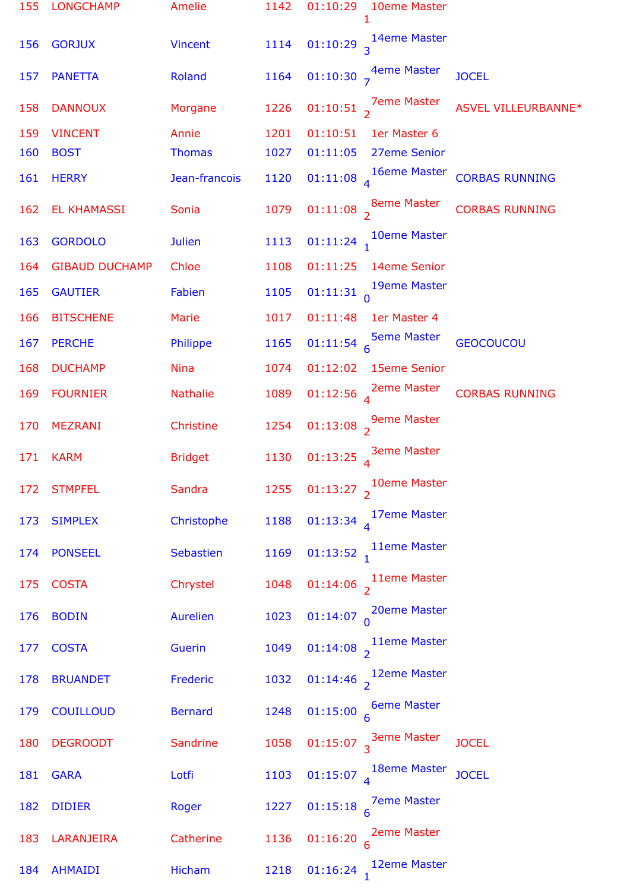| | | | | | | |
|---|---|---|---|---|---|---|
| 155 | LONGCHAMP | Amelie | 1142 | 01:10:29 | 10eme Master 1 | |
| 156 | GORJUX | Vincent | 1114 | 01:10:29 | 14eme Master 3 | |
| 157 | PANETTA | Roland | 1164 | 01:10:30 | 4eme Master 7 | JOCEL |
| 158 | DANNOUX | Morgane | 1226 | 01:10:51 | 7eme Master 2 | ASVEL VILLEURBANNE* |
| 159 | VINCENT | Annie | 1201 | 01:10:51 | 1er Master 6 | |
| 160 | BOST | Thomas | 1027 | 01:11:05 | 27eme Senior | |
| 161 | HERRY | Jean-francois | 1120 | 01:11:08 | 16eme Master 4 | CORBAS RUNNING |
| 162 | EL KHAMASSI | Sonia | 1079 | 01:11:08 | 8eme Master 2 | CORBAS RUNNING |
| 163 | GORDOLO | Julien | 1113 | 01:11:24 | 10eme Master 1 | |
| 164 | GIBAUD DUCHAMP | Chloe | 1108 | 01:11:25 | 14eme Senior | |
| 165 | GAUTIER | Fabien | 1105 | 01:11:31 | 19eme Master 0 | |
| 166 | BITSCHENE | Marie | 1017 | 01:11:48 | 1er Master 4 | |
| 167 | PERCHE | Philippe | 1165 | 01:11:54 | 5eme Master 6 | GEOCOUCOU |
| 168 | DUCHAMP | Nina | 1074 | 01:12:02 | 15eme Senior | |
| 169 | FOURNIER | Nathalie | 1089 | 01:12:56 | 2eme Master 4 | CORBAS RUNNING |
| 170 | MEZRANI | Christine | 1254 | 01:13:08 | 9eme Master 2 | |
| 171 | KARM | Bridget | 1130 | 01:13:25 | 3eme Master 4 | |
| 172 | STMPFEL | Sandra | 1255 | 01:13:27 | 10eme Master 2 | |
| 173 | SIMPLEX | Christophe | 1188 | 01:13:34 | 17eme Master 4 | |
| 174 | PONSEEL | Sebastien | 1169 | 01:13:52 | 11eme Master 1 | |
| 175 | COSTA | Chrystel | 1048 | 01:14:06 | 11eme Master 2 | |
| 176 | BODIN | Aurelien | 1023 | 01:14:07 | 20eme Master 0 | |
| 177 | COSTA | Guerin | 1049 | 01:14:08 | 11eme Master 2 | |
| 178 | BRUANDET | Frederic | 1032 | 01:14:46 | 12eme Master 2 | |
| 179 | COUILLOUD | Bernard | 1248 | 01:15:00 | 6eme Master 6 | |
| 180 | DEGROODT | Sandrine | 1058 | 01:15:07 | 3eme Master 3 | JOCEL |
| 181 | GARA | Lotfi | 1103 | 01:15:07 | 18eme Master 4 | JOCEL |
| 182 | DIDIER | Roger | 1227 | 01:15:18 | 7eme Master 6 | |
| 183 | LARANJEIRA | Catherine | 1136 | 01:16:20 | 2eme Master 6 | |
| 184 | AHMAIDI | Hicham | 1218 | 01:16:24 | 12eme Master 1 | |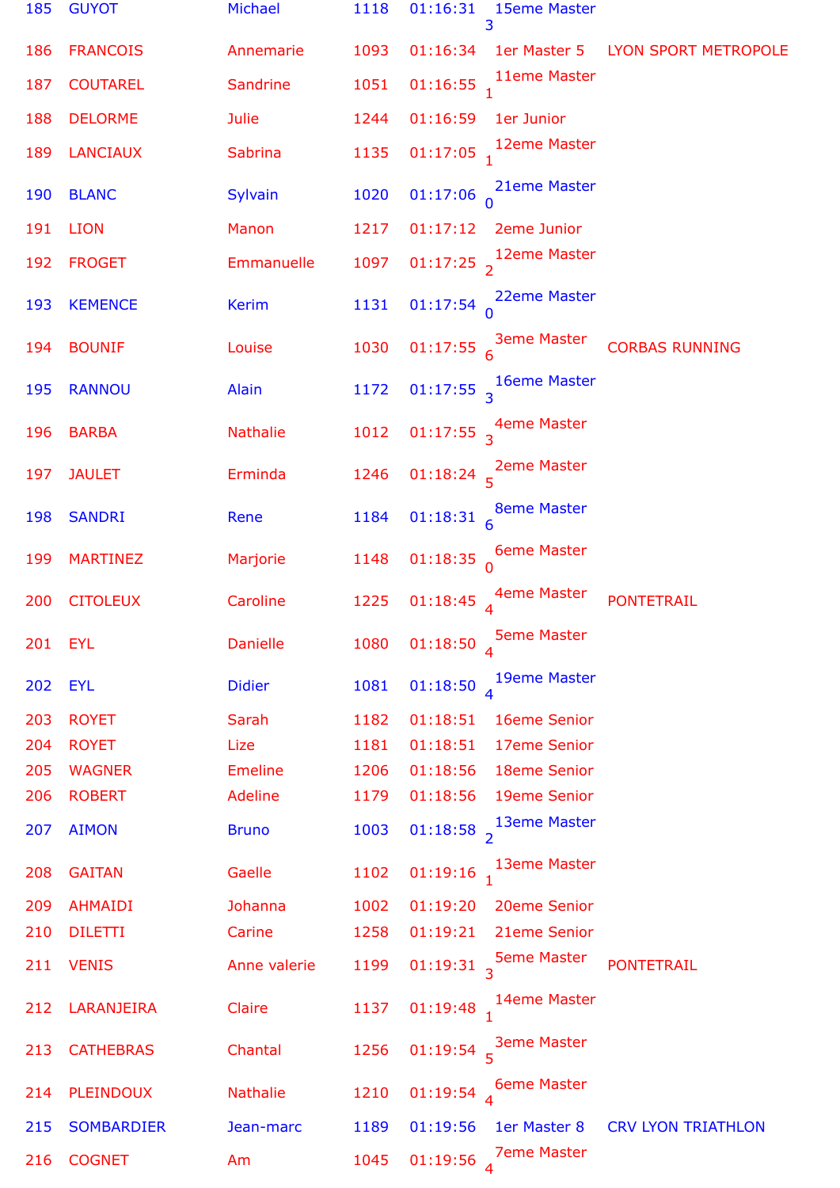| 185 | GUYOT | Michael | 1118 | 01:16:31 | 15eme Master 3 | |
|---|---|---|---|---|---|---|
| 186 | FRANCOIS | Annemarie | 1093 | 01:16:34 | 1er Master 5 | LYON SPORT METROPOLE |
| 187 | COUTAREL | Sandrine | 1051 | 01:16:55 | 11eme Master 1 | |
| 188 | DELORME | Julie | 1244 | 01:16:59 | 1er Junior | |
| 189 | LANCIAUX | Sabrina | 1135 | 01:17:05 | 12eme Master 1 | |
| 190 | BLANC | Sylvain | 1020 | 01:17:06 | 21eme Master 0 | |
| 191 | LION | Manon | 1217 | 01:17:12 | 2eme Junior | |
| 192 | FROGET | Emmanuelle | 1097 | 01:17:25 | 12eme Master 2 | |
| 193 | KEMENCE | Kerim | 1131 | 01:17:54 | 22eme Master 0 | |
| 194 | BOUNIF | Louise | 1030 | 01:17:55 | 3eme Master 6 | CORBAS RUNNING |
| 195 | RANNOU | Alain | 1172 | 01:17:55 | 16eme Master 3 | |
| 196 | BARBA | Nathalie | 1012 | 01:17:55 | 4eme Master 3 | |
| 197 | JAULET | Erminda | 1246 | 01:18:24 | 2eme Master 5 | |
| 198 | SANDRI | Rene | 1184 | 01:18:31 | 8eme Master 6 | |
| 199 | MARTINEZ | Marjorie | 1148 | 01:18:35 | 6eme Master 0 | |
| 200 | CITOLEUX | Caroline | 1225 | 01:18:45 | 4eme Master 4 | PONTETRAIL |
| 201 | EYL | Danielle | 1080 | 01:18:50 | 5eme Master 4 | |
| 202 | EYL | Didier | 1081 | 01:18:50 | 19eme Master 4 | |
| 203 | ROYET | Sarah | 1182 | 01:18:51 | 16eme Senior | |
| 204 | ROYET | Lize | 1181 | 01:18:51 | 17eme Senior | |
| 205 | WAGNER | Emeline | 1206 | 01:18:56 | 18eme Senior | |
| 206 | ROBERT | Adeline | 1179 | 01:18:56 | 19eme Senior | |
| 207 | AIMON | Bruno | 1003 | 01:18:58 | 13eme Master 2 | |
| 208 | GAITAN | Gaelle | 1102 | 01:19:16 | 13eme Master 1 | |
| 209 | AHMAIDI | Johanna | 1002 | 01:19:20 | 20eme Senior | |
| 210 | DILETTI | Carine | 1258 | 01:19:21 | 21eme Senior | |
| 211 | VENIS | Anne valerie | 1199 | 01:19:31 | 5eme Master 3 | PONTETRAIL |
| 212 | LARANJEIRA | Claire | 1137 | 01:19:48 | 14eme Master 1 | |
| 213 | CATHEBRAS | Chantal | 1256 | 01:19:54 | 3eme Master 5 | |
| 214 | PLEINDOUX | Nathalie | 1210 | 01:19:54 | 6eme Master 4 | |
| 215 | SOMBARDIER | Jean-marc | 1189 | 01:19:56 | 1er Master 8 | CRV LYON TRIATHLON |
| 216 | COGNET | Am | 1045 | 01:19:56 | 7eme Master 4 | |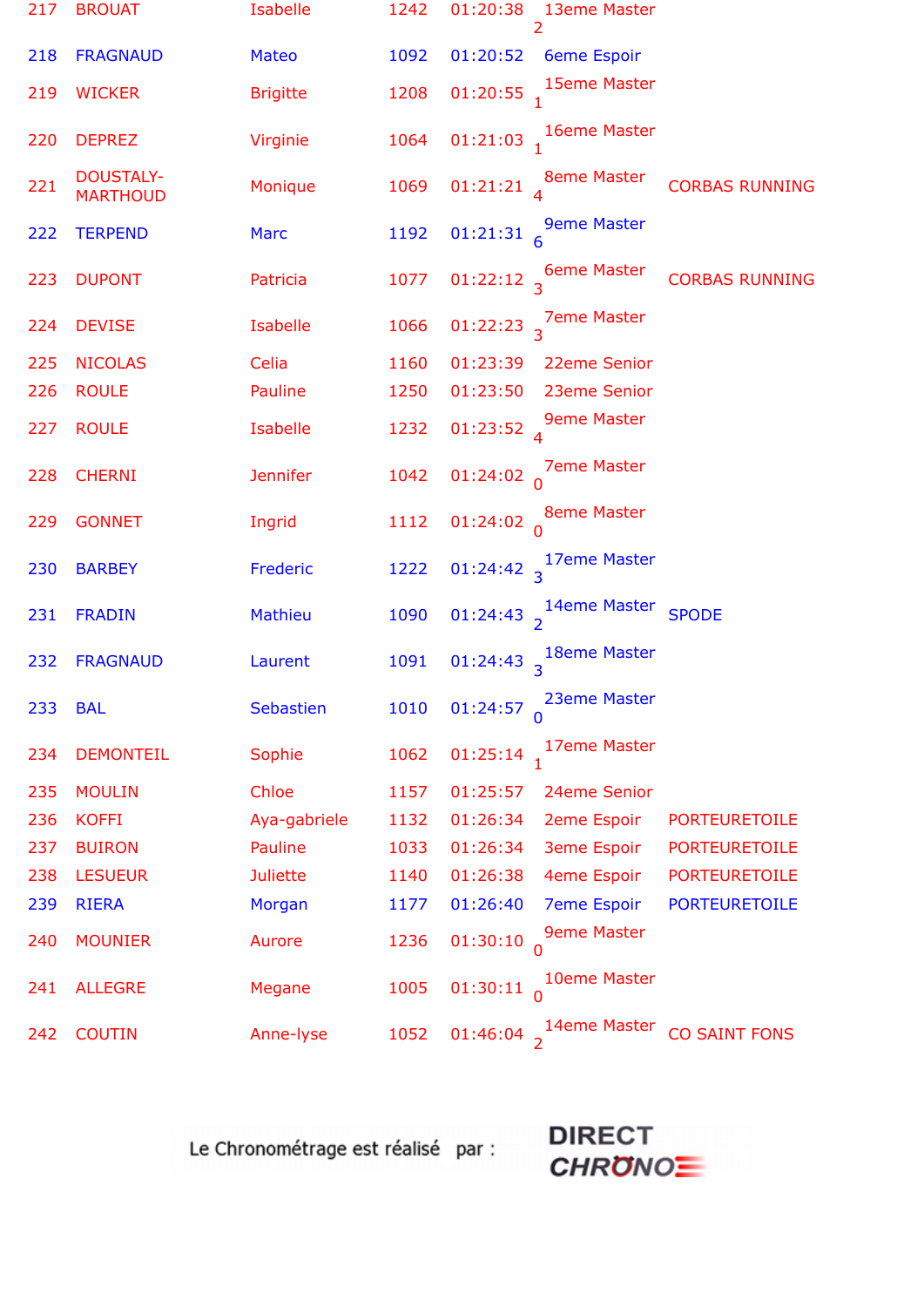| | | | | | | |
|---|---|---|---|---|---|---|
| 217 | BROUAT | Isabelle | 1242 | 01:20:38 | 13eme Master 2 | |
| 218 | FRAGNAUD | Mateo | 1092 | 01:20:52 | 6eme Espoir | |
| 219 | WICKER | Brigitte | 1208 | 01:20:55 | 15eme Master 1 | |
| 220 | DEPREZ | Virginie | 1064 | 01:21:03 | 16eme Master 1 | |
| 221 | DOUSTALY-MARTHOUD | Monique | 1069 | 01:21:21 | 8eme Master 4 | CORBAS RUNNING |
| 222 | TERPEND | Marc | 1192 | 01:21:31 | 9eme Master 6 | |
| 223 | DUPONT | Patricia | 1077 | 01:22:12 | 6eme Master 3 | CORBAS RUNNING |
| 224 | DEVISE | Isabelle | 1066 | 01:22:23 | 7eme Master 3 | |
| 225 | NICOLAS | Celia | 1160 | 01:23:39 | 22eme Senior | |
| 226 | ROULE | Pauline | 1250 | 01:23:50 | 23eme Senior | |
| 227 | ROULE | Isabelle | 1232 | 01:23:52 | 9eme Master 4 | |
| 228 | CHERNI | Jennifer | 1042 | 01:24:02 | 7eme Master 0 | |
| 229 | GONNET | Ingrid | 1112 | 01:24:02 | 8eme Master 0 | |
| 230 | BARBEY | Frederic | 1222 | 01:24:42 | 17eme Master 3 | |
| 231 | FRADIN | Mathieu | 1090 | 01:24:43 | 14eme Master 2 | SPODE |
| 232 | FRAGNAUD | Laurent | 1091 | 01:24:43 | 18eme Master 3 | |
| 233 | BAL | Sebastien | 1010 | 01:24:57 | 23eme Master 0 | |
| 234 | DEMONTEIL | Sophie | 1062 | 01:25:14 | 17eme Master 1 | |
| 235 | MOULIN | Chloe | 1157 | 01:25:57 | 24eme Senior | |
| 236 | KOFFI | Aya-gabriele | 1132 | 01:26:34 | 2eme Espoir | PORTEURETOILE |
| 237 | BUIRON | Pauline | 1033 | 01:26:34 | 3eme Espoir | PORTEURETOILE |
| 238 | LESUEUR | Juliette | 1140 | 01:26:38 | 4eme Espoir | PORTEURETOILE |
| 239 | RIERA | Morgan | 1177 | 01:26:40 | 7eme Espoir | PORTEURETOILE |
| 240 | MOUNIER | Aurore | 1236 | 01:30:10 | 9eme Master 0 | |
| 241 | ALLEGRE | Megane | 1005 | 01:30:11 | 10eme Master 0 | |
| 242 | COUTIN | Anne-lyse | 1052 | 01:46:04 | 14eme Master 2 | CO SAINT FONS |

Le Chronométrage est réalisé par : DIRECT CHRONO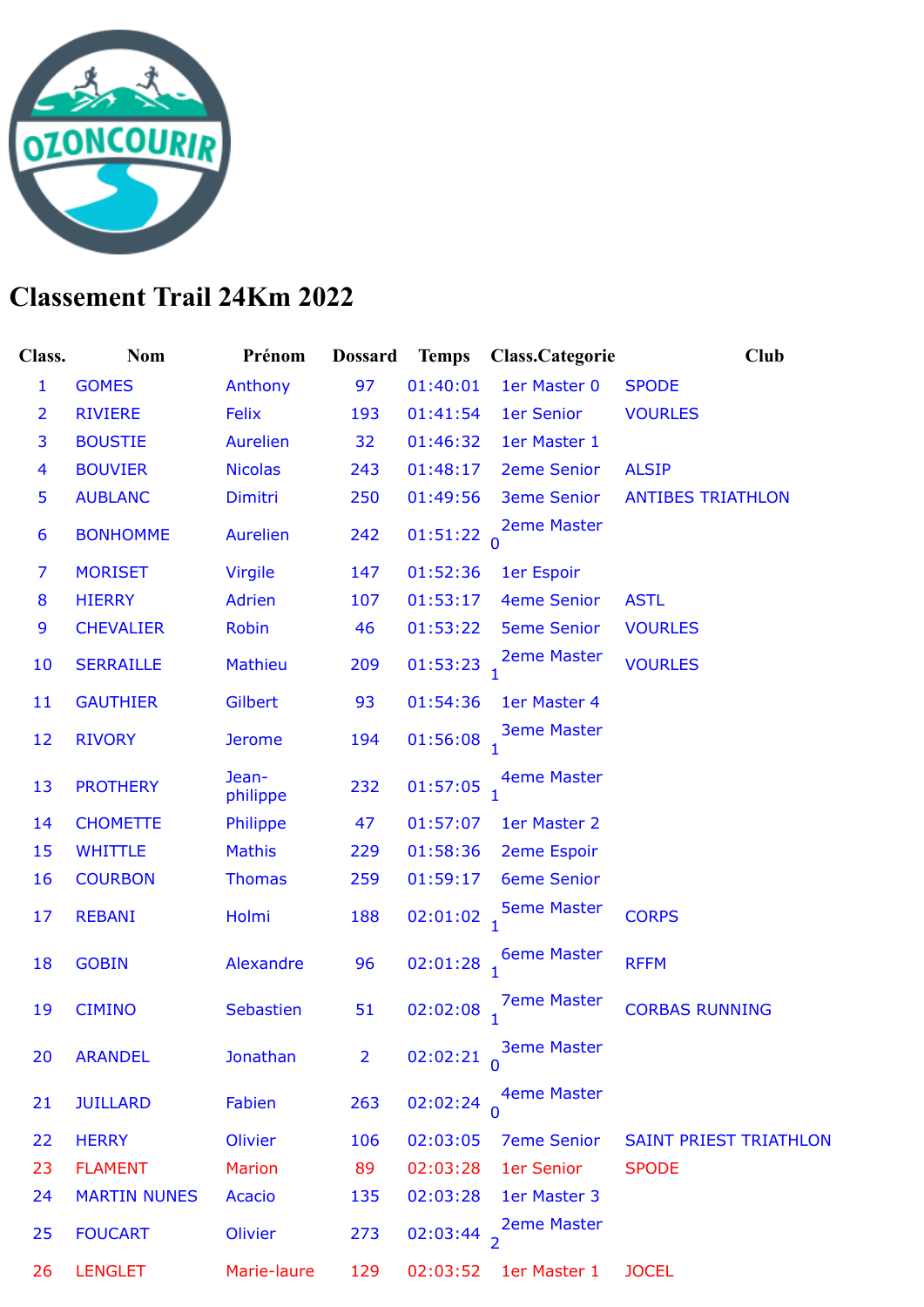# Classement Trail 24Km 2022

| Class. | Nom | Prénom | Dossard | Temps | Class.Categorie | Club |
|---|---|---|---|---|---|---|
| 1 | GOMES | Anthony | 97 | 01:40:01 | 1er Master 0 | SPODE |
| 2 | RIVIERE | Felix | 193 | 01:41:54 | 1er Senior | VOURLES |
| 3 | BOUSTIE | Aurelien | 32 | 01:46:32 | 1er Master 1 | |
| 4 | BOUVIER | Nicolas | 243 | 01:48:17 | 2eme Senior | ALSIP |
| 5 | AUBLANC | Dimitri | 250 | 01:49:56 | 3eme Senior | ANTIBES TRIATHLON |
| 6 | BONHOMME | Aurelien | 242 | 01:51:22 | 2eme Master 0 | |
| 7 | MORISET | Virgile | 147 | 01:52:36 | 1er Espoir | |
| 8 | HIERRY | Adrien | 107 | 01:53:17 | 4eme Senior | ASTL |
| 9 | CHEVALIER | Robin | 46 | 01:53:22 | 5eme Senior | VOURLES |
| 10 | SERRAILLE | Mathieu | 209 | 01:53:23 | 2eme Master 1 | VOURLES |
| 11 | GAUTHIER | Gilbert | 93 | 01:54:36 | 1er Master 4 | |
| 12 | RIVORY | Jerome | 194 | 01:56:08 | 3eme Master 1 | |
| 13 | PROTHERY | Jean-philippe | 232 | 01:57:05 | 4eme Master 1 | |
| 14 | CHOMETTE | Philippe | 47 | 01:57:07 | 1er Master 2 | |
| 15 | WHITTLE | Mathis | 229 | 01:58:36 | 2eme Espoir | |
| 16 | COURBON | Thomas | 259 | 01:59:17 | 6eme Senior | |
| 17 | REBANI | Holmi | 188 | 02:01:02 | 5eme Master 1 | CORPS |
| 18 | GOBIN | Alexandre | 96 | 02:01:28 | 6eme Master 1 | RFFM |
| 19 | CIMINO | Sebastien | 51 | 02:02:08 | 7eme Master 1 | CORBAS RUNNING |
| 20 | ARANDEL | Jonathan | 2 | 02:02:21 | 3eme Master 0 | |
| 21 | JUILLARD | Fabien | 263 | 02:02:24 | 4eme Master 0 | |
| 22 | HERRY | Olivier | 106 | 02:03:05 | 7eme Senior | SAINT PRIEST TRIATHLON |
| 23 | FLAMENT | Marion | 89 | 02:03:28 | 1er Senior | SPODE |
| 24 | MARTIN NUNES | Acacio | 135 | 02:03:28 | 1er Master 3 | |
| 25 | FOUCART | Olivier | 273 | 02:03:44 | 2eme Master 2 | |
| 26 | LENGLET | Marie-laure | 129 | 02:03:52 | 1er Master 1 | JOCEL |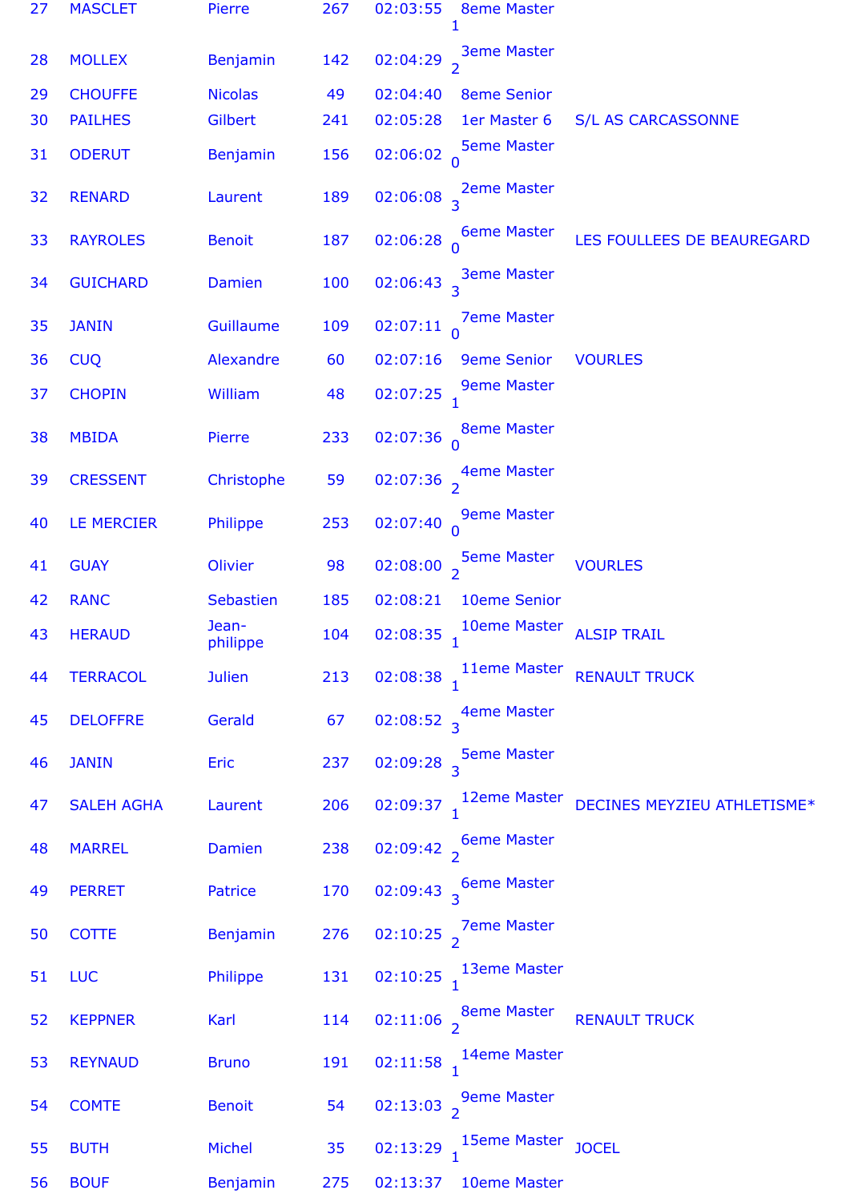| | | | | | | |
|---|---|---|---|---|---|---|
| 27 | MASCLET | Pierre | 267 | 02:03:55 | 8eme Master 1 | |
| 28 | MOLLEX | Benjamin | 142 | 02:04:29 | 3eme Master 2 | |
| 29 | CHOUFFE | Nicolas | 49 | 02:04:40 | 8eme Senior | |
| 30 | PAILHES | Gilbert | 241 | 02:05:28 | 1er Master 6 | S/L AS CARCASSONNE |
| 31 | ODERUT | Benjamin | 156 | 02:06:02 | 5eme Master 0 | |
| 32 | RENARD | Laurent | 189 | 02:06:08 | 2eme Master 3 | |
| 33 | RAYROLES | Benoit | 187 | 02:06:28 | 6eme Master 0 | LES FOULEES DE BEAUREGARD |
| 34 | GUICHARD | Damien | 100 | 02:06:43 | 3eme Master 3 | |
| 35 | JANIN | Guillaume | 109 | 02:07:11 | 7eme Master 0 | |
| 36 | CUQ | Alexandre | 60 | 02:07:16 | 9eme Senior | VOURLES |
| 37 | CHOPIN | William | 48 | 02:07:25 | 9eme Master 1 | |
| 38 | MBIDA | Pierre | 233 | 02:07:36 | 8eme Master 0 | |
| 39 | CRESSENT | Christophe | 59 | 02:07:36 | 4eme Master 2 | |
| 40 | LE MERCIER | Philippe | 253 | 02:07:40 | 9eme Master 0 | |
| 41 | GUAY | Olivier | 98 | 02:08:00 | 5eme Master 2 | VOURLES |
| 42 | RANC | Sebastien | 185 | 02:08:21 | 10eme Senior | |
| 43 | HERAUD | Jean-philippe | 104 | 02:08:35 | 10eme Master 1 | ALSIP TRAIL |
| 44 | TERRACOL | Julien | 213 | 02:08:38 | 11eme Master 1 | RENAULT TRUCK |
| 45 | DELOFFRE | Gerald | 67 | 02:08:52 | 4eme Master 3 | |
| 46 | JANIN | Eric | 237 | 02:09:28 | 5eme Master 3 | |
| 47 | SALEH AGHA | Laurent | 206 | 02:09:37 | 12eme Master 1 | DECINES MEYZIEU ATHLETISME* |
| 48 | MARREL | Damien | 238 | 02:09:42 | 6eme Master 2 | |
| 49 | PERRET | Patrice | 170 | 02:09:43 | 6eme Master 3 | |
| 50 | COTTE | Benjamin | 276 | 02:10:25 | 7eme Master 2 | |
| 51 | LUC | Philippe | 131 | 02:10:25 | 13eme Master 1 | |
| 52 | KEPPNER | Karl | 114 | 02:11:06 | 8eme Master 2 | RENAULT TRUCK |
| 53 | REYNAUD | Bruno | 191 | 02:11:58 | 14eme Master 1 | |
| 54 | COMTE | Benoit | 54 | 02:13:03 | 9eme Master 2 | |
| 55 | BUTH | Michel | 35 | 02:13:29 | 15eme Master 1 | JOCEL |
| 56 | BOUF | Benjamin | 275 | 02:13:37 | 10eme Master | |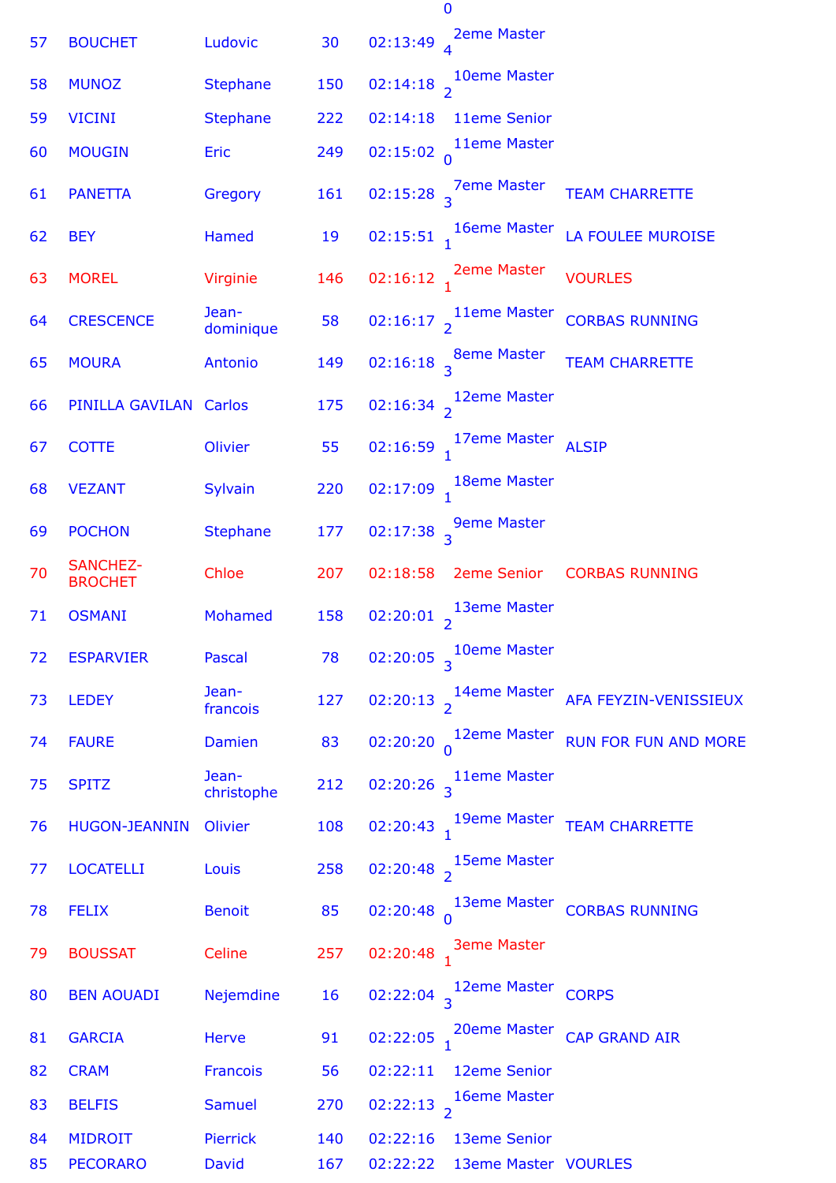| | | | | | | |
|---|---|---|---|---|---|---|
| | | | | | 0 | |
| 57 | BOUCHET | Ludovic | 30 | 02:13:49 | 2eme Master 4 | |
| 58 | MUNOZ | Stephane | 150 | 02:14:18 | 10eme Master 2 | |
| 59 | VICINI | Stephane | 222 | 02:14:18 | 11eme Senior | |
| 60 | MOUGIN | Eric | 249 | 02:15:02 | 11eme Master 0 | |
| 61 | PANETTA | Gregory | 161 | 02:15:28 | 7eme Master 3 | TEAM CHARRETTE |
| 62 | BEY | Hamed | 19 | 02:15:51 | 16eme Master 1 | LA FOULEE MUROISE |
| 63 | MOREL | Virginie | 146 | 02:16:12 | 2eme Master 1 | VOURLES |
| 64 | CRESCENCE | Jean-dominique | 58 | 02:16:17 | 11eme Master 2 | CORBAS RUNNING |
| 65 | MOURA | Antonio | 149 | 02:16:18 | 8eme Master 3 | TEAM CHARRETTE |
| 66 | PINILLA GAVILAN | Carlos | 175 | 02:16:34 | 12eme Master 2 | |
| 67 | COTTE | Olivier | 55 | 02:16:59 | 17eme Master 1 | ALSIP |
| 68 | VEZANT | Sylvain | 220 | 02:17:09 | 18eme Master 1 | |
| 69 | POCHON | Stephane | 177 | 02:17:38 | 9eme Master 3 | |
| 70 | SANCHEZ-BROCHET | Chloe | 207 | 02:18:58 | 2eme Senior | CORBAS RUNNING |
| 71 | OSMANI | Mohamed | 158 | 02:20:01 | 13eme Master 2 | |
| 72 | ESPARVIER | Pascal | 78 | 02:20:05 | 10eme Master 3 | |
| 73 | LEDEY | Jean-francois | 127 | 02:20:13 | 14eme Master 2 | AFA FEYZIN-VENISSIEUX |
| 74 | FAURE | Damien | 83 | 02:20:20 | 12eme Master 0 | RUN FOR FUN AND MORE |
| 75 | SPITZ | Jean-christophe | 212 | 02:20:26 | 11eme Master 3 | |
| 76 | HUGON-JEANNIN | Olivier | 108 | 02:20:43 | 19eme Master 1 | TEAM CHARRETTE |
| 77 | LOCATELLI | Louis | 258 | 02:20:48 | 15eme Master 2 | |
| 78 | FELIX | Benoit | 85 | 02:20:48 | 13eme Master 0 | CORBAS RUNNING |
| 79 | BOUSSAT | Celine | 257 | 02:20:48 | 3eme Master 1 | |
| 80 | BEN AOUADI | Nejemdine | 16 | 02:22:04 | 12eme Master 3 | CORPS |
| 81 | GARCIA | Herve | 91 | 02:22:05 | 20eme Master 1 | CAP GRAND AIR |
| 82 | CRAM | Francois | 56 | 02:22:11 | 12eme Senior | |
| 83 | BELFIS | Samuel | 270 | 02:22:13 | 16eme Master 2 | |
| 84 | MIDROIT | Pierrick | 140 | 02:22:16 | 13eme Senior | |
| 85 | PECORARO | David | 167 | 02:22:22 | 13eme Master | VOURLES |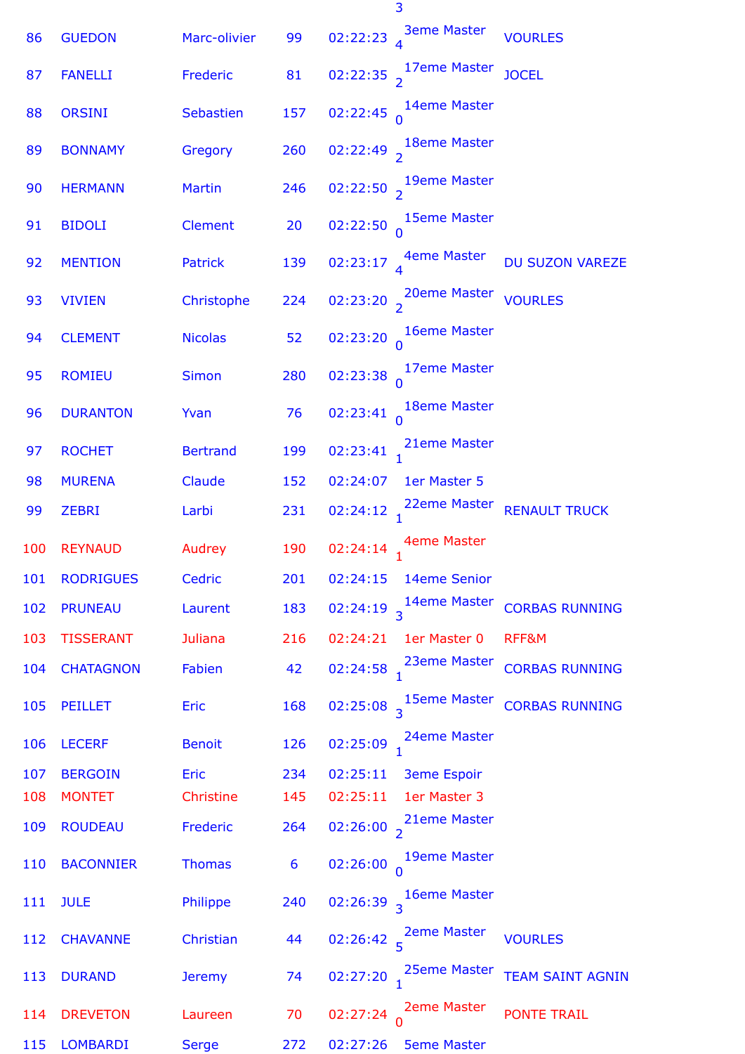3

| | | | | | | |
|---|---|---|---|---|---|---|
| 86 | GUEDON | Marc-olivier | 99 | 02:22:23 | 3eme Master 4 | VOURLES |
| 87 | FANELLI | Frederic | 81 | 02:22:35 | 17eme Master 2 | JOCEL |
| 88 | ORSINI | Sebastien | 157 | 02:22:45 | 14eme Master 0 | |
| 89 | BONNAMY | Gregory | 260 | 02:22:49 | 18eme Master 2 | |
| 90 | HERMANN | Martin | 246 | 02:22:50 | 19eme Master 2 | |
| 91 | BIDOLI | Clement | 20 | 02:22:50 | 15eme Master 0 | |
| 92 | MENTION | Patrick | 139 | 02:23:17 | 4eme Master 4 | DU SUZON VAREZE |
| 93 | VIVIEN | Christophe | 224 | 02:23:20 | 20eme Master 2 | VOURLES |
| 94 | CLEMENT | Nicolas | 52 | 02:23:20 | 16eme Master 0 | |
| 95 | ROMIEU | Simon | 280 | 02:23:38 | 17eme Master 0 | |
| 96 | DURANTON | Yvan | 76 | 02:23:41 | 18eme Master 0 | |
| 97 | ROCHET | Bertrand | 199 | 02:23:41 | 21eme Master 1 | |
| 98 | MURENA | Claude | 152 | 02:24:07 | 1er Master 5 | |
| 99 | ZEBRI | Larbi | 231 | 02:24:12 | 22eme Master 1 | RENAULT TRUCK |
| 100 | REYNAUD | Audrey | 190 | 02:24:14 | 4eme Master 1 | |
| 101 | RODRIGUES | Cedric | 201 | 02:24:15 | 14eme Senior | |
| 102 | PRUNEAU | Laurent | 183 | 02:24:19 | 14eme Master 3 | CORBAS RUNNING |
| 103 | TISSERANT | Juliana | 216 | 02:24:21 | 1er Master 0 | RFF&M |
| 104 | CHATAGNON | Fabien | 42 | 02:24:58 | 23eme Master 1 | CORBAS RUNNING |
| 105 | PEILLET | Eric | 168 | 02:25:08 | 15eme Master 3 | CORBAS RUNNING |
| 106 | LECERF | Benoit | 126 | 02:25:09 | 24eme Master 1 | |
| 107 | BERGOIN | Eric | 234 | 02:25:11 | 3eme Espoir | |
| 108 | MONTET | Christine | 145 | 02:25:11 | 1er Master 3 | |
| 109 | ROUDEAU | Frederic | 264 | 02:26:00 | 21eme Master 2 | |
| 110 | BACONNIER | Thomas | 6 | 02:26:00 | 19eme Master 0 | |
| 111 | JULE | Philippe | 240 | 02:26:39 | 16eme Master 3 | |
| 112 | CHAVANNE | Christian | 44 | 02:26:42 | 2eme Master 5 | VOURLES |
| 113 | DURAND | Jeremy | 74 | 02:27:20 | 25eme Master 1 | TEAM SAINT AGNIN |
| 114 | DREVETON | Laureen | 70 | 02:27:24 | 2eme Master 0 | PONTE TRAIL |
| 115 | LOMBARDI | Serge | 272 | 02:27:26 | 5eme Master | |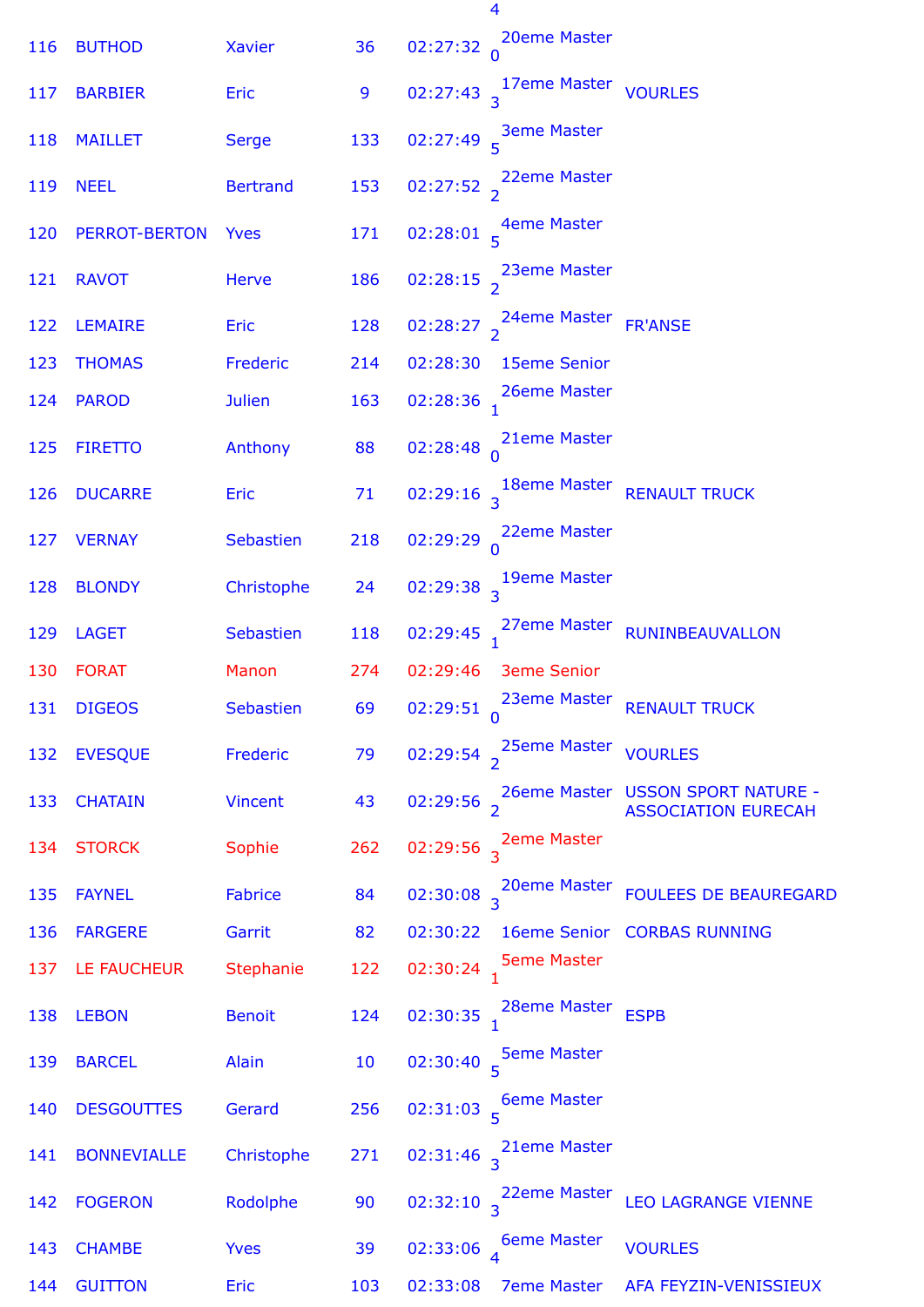| | | | | | | |
|---|---|---|---|---|---|---|
| | | | | | 4 | |
| 116 | BUTHOD | Xavier | 36 | 02:27:32 | 20eme Master 0 | |
| 117 | BARBIER | Eric | 9 | 02:27:43 | 17eme Master 3 | VOURLES |
| 118 | MAILLET | Serge | 133 | 02:27:49 | 3eme Master 5 | |
| 119 | NEEL | Bertrand | 153 | 02:27:52 | 22eme Master 2 | |
| 120 | PERROT-BERTON | Yves | 171 | 02:28:01 | 4eme Master 5 | |
| 121 | RAVOT | Herve | 186 | 02:28:15 | 23eme Master 2 | |
| 122 | LEMAIRE | Eric | 128 | 02:28:27 | 24eme Master 2 | FR'ANSE |
| 123 | THOMAS | Frederic | 214 | 02:28:30 | 15eme Senior | |
| 124 | PAROD | Julien | 163 | 02:28:36 | 26eme Master 1 | |
| 125 | FIRETTO | Anthony | 88 | 02:28:48 | 21eme Master 0 | |
| 126 | DUCARRE | Eric | 71 | 02:29:16 | 18eme Master 3 | RENAULT TRUCK |
| 127 | VERNAY | Sebastien | 218 | 02:29:29 | 22eme Master 0 | |
| 128 | BLONDY | Christophe | 24 | 02:29:38 | 19eme Master 3 | |
| 129 | LAGET | Sebastien | 118 | 02:29:45 | 27eme Master 1 | RUNINBEAUVALLON |
| 130 | FORAT | Manon | 274 | 02:29:46 | 3eme Senior | |
| 131 | DIGEOS | Sebastien | 69 | 02:29:51 | 23eme Master 0 | RENAULT TRUCK |
| 132 | EVESQUE | Frederic | 79 | 02:29:54 | 25eme Master 2 | VOURLES |
| 133 | CHATAIN | Vincent | 43 | 02:29:56 | 26eme Master 2 | USSON SPORT NATURE - ASSOCIATION EURECAH |
| 134 | STORCK | Sophie | 262 | 02:29:56 | 2eme Master 3 | |
| 135 | FAYNEL | Fabrice | 84 | 02:30:08 | 20eme Master 3 | FOULEES DE BEAUREGARD |
| 136 | FARGERE | Garrit | 82 | 02:30:22 | 16eme Senior | CORBAS RUNNING |
| 137 | LE FAUCHEUR | Stephanie | 122 | 02:30:24 | 5eme Master 1 | |
| 138 | LEBON | Benoit | 124 | 02:30:35 | 28eme Master 1 | ESPB |
| 139 | BARCEL | Alain | 10 | 02:30:40 | 5eme Master 5 | |
| 140 | DESGOUTTES | Gerard | 256 | 02:31:03 | 6eme Master 5 | |
| 141 | BONNEVIALLE | Christophe | 271 | 02:31:46 | 21eme Master 3 | |
| 142 | FOGERON | Rodolphe | 90 | 02:32:10 | 22eme Master 3 | LEO LAGRANGE VIENNE |
| 143 | CHAMBE | Yves | 39 | 02:33:06 | 6eme Master 4 | VOURLES |
| 144 | GUITTON | Eric | 103 | 02:33:08 | 7eme Master | AFA FEYZIN-VENISSIEUX |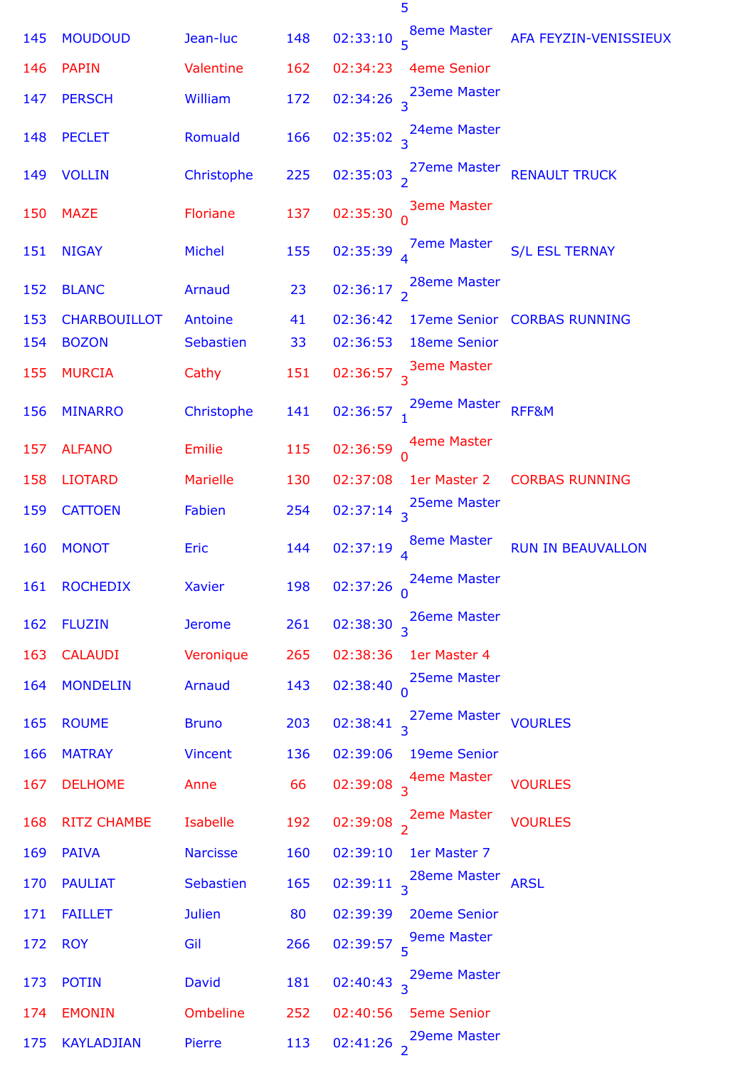| | | | | | | |
|---|---|---|---|---|---|---|
| | | | | | 5 | |
| 145 | MOUDOUD | Jean-luc | 148 | 02:33:10 | 8eme Master 5 | AFA FEYZIN-VENISSIEUX |
| 146 | PAPIN | Valentine | 162 | 02:34:23 | 4eme Senior | |
| 147 | PERSCH | William | 172 | 02:34:26 | 23eme Master 3 | |
| 148 | PECLET | Romuald | 166 | 02:35:02 | 24eme Master 3 | |
| 149 | VOLLIN | Christophe | 225 | 02:35:03 | 27eme Master 2 | RENAULT TRUCK |
| 150 | MAZE | Floriane | 137 | 02:35:30 | 3eme Master 0 | |
| 151 | NIGAY | Michel | 155 | 02:35:39 | 7eme Master 4 | S/L ESL TERNAY |
| 152 | BLANC | Arnaud | 23 | 02:36:17 | 28eme Master 2 | |
| 153 | CHARBOUILLOT | Antoine | 41 | 02:36:42 | 17eme Senior | CORBAS RUNNING |
| 154 | BOZON | Sebastien | 33 | 02:36:53 | 18eme Senior | |
| 155 | MURCIA | Cathy | 151 | 02:36:57 | 3eme Master 3 | |
| 156 | MINARRO | Christophe | 141 | 02:36:57 | 29eme Master 1 | RFF&M |
| 157 | ALFANO | Emilie | 115 | 02:36:59 | 4eme Master 0 | |
| 158 | LIOTARD | Marielle | 130 | 02:37:08 | 1er Master 2 | CORBAS RUNNING |
| 159 | CATTOEN | Fabien | 254 | 02:37:14 | 25eme Master 3 | |
| 160 | MONOT | Eric | 144 | 02:37:19 | 8eme Master 4 | RUN IN BEAUVALLON |
| 161 | ROCHEDIX | Xavier | 198 | 02:37:26 | 24eme Master 0 | |
| 162 | FLUZIN | Jerome | 261 | 02:38:30 | 26eme Master 3 | |
| 163 | CALAUDI | Veronique | 265 | 02:38:36 | 1er Master 4 | |
| 164 | MONDELIN | Arnaud | 143 | 02:38:40 | 25eme Master 0 | |
| 165 | ROUME | Bruno | 203 | 02:38:41 | 27eme Master 3 | VOURLES |
| 166 | MATRAY | Vincent | 136 | 02:39:06 | 19eme Senior | |
| 167 | DELHOME | Anne | 66 | 02:39:08 | 4eme Master 3 | VOURLES |
| 168 | RITZ CHAMBE | Isabelle | 192 | 02:39:08 | 2eme Master 2 | VOURLES |
| 169 | PAIVA | Narcisse | 160 | 02:39:10 | 1er Master 7 | |
| 170 | PAULIAT | Sebastien | 165 | 02:39:11 | 28eme Master 3 | ARSL |
| 171 | FAILLET | Julien | 80 | 02:39:39 | 20eme Senior | |
| 172 | ROY | Gil | 266 | 02:39:57 | 9eme Master 5 | |
| 173 | POTIN | David | 181 | 02:40:43 | 29eme Master 3 | |
| 174 | EMONIN | Ombeline | 252 | 02:40:56 | 5eme Senior | |
| 175 | KAYLADJIAN | Pierre | 113 | 02:41:26 | 29eme Master 2 | |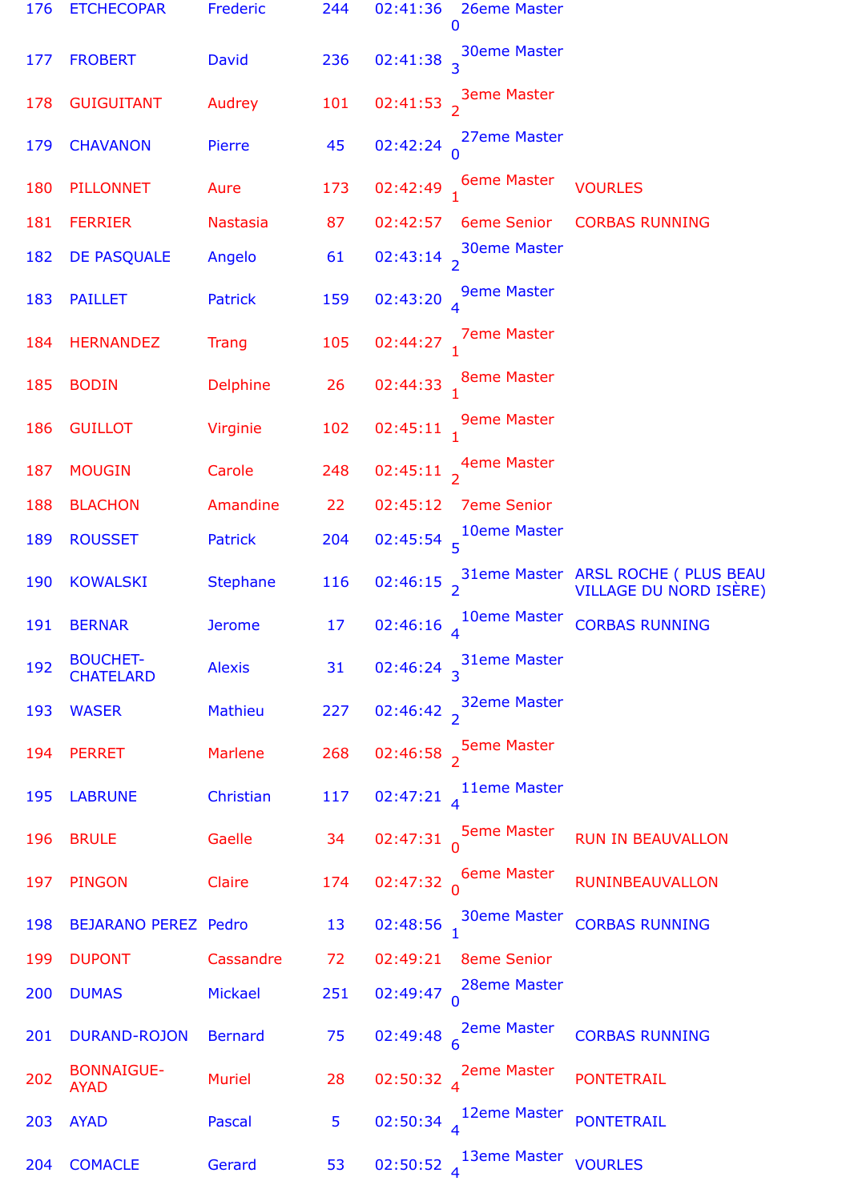| | | | | | | |
|---|---|---|---|---|---|---|
| 176 | ETCHECOPAR | Frederic | 244 | 02:41:36 | 26eme Master 0 | |
| 177 | FROBERT | David | 236 | 02:41:38 | 30eme Master 3 | |
| 178 | GUIGUITANT | Audrey | 101 | 02:41:53 | 3eme Master 2 | |
| 179 | CHAVANON | Pierre | 45 | 02:42:24 | 27eme Master 0 | |
| 180 | PILLONNET | Aure | 173 | 02:42:49 | 6eme Master 1 | VOURLES |
| 181 | FERRIER | Nastasia | 87 | 02:42:57 | 6eme Senior | CORBAS RUNNING |
| 182 | DE PASQUALE | Angelo | 61 | 02:43:14 | 30eme Master 2 | |
| 183 | PAILLET | Patrick | 159 | 02:43:20 | 9eme Master 4 | |
| 184 | HERNANDEZ | Trang | 105 | 02:44:27 | 7eme Master 1 | |
| 185 | BODIN | Delphine | 26 | 02:44:33 | 8eme Master 1 | |
| 186 | GUILLOT | Virginie | 102 | 02:45:11 | 9eme Master 1 | |
| 187 | MOUGIN | Carole | 248 | 02:45:11 | 4eme Master 2 | |
| 188 | BLACHON | Amandine | 22 | 02:45:12 | 7eme Senior | |
| 189 | ROUSSET | Patrick | 204 | 02:45:54 | 10eme Master 5 | |
| 190 | KOWALSKI | Stephane | 116 | 02:46:15 | 31eme Master 2 | ARSL ROCHE ( PLUS BEAU VILLAGE DU NORD ISÈRE) |
| 191 | BERNAR | Jerome | 17 | 02:46:16 | 10eme Master 4 | CORBAS RUNNING |
| 192 | BOUCHET-CHATELARD | Alexis | 31 | 02:46:24 | 31eme Master 3 | |
| 193 | WASER | Mathieu | 227 | 02:46:42 | 32eme Master 2 | |
| 194 | PERRET | Marlene | 268 | 02:46:58 | 5eme Master 2 | |
| 195 | LABRUNE | Christian | 117 | 02:47:21 | 11eme Master 4 | |
| 196 | BRULE | Gaelle | 34 | 02:47:31 | 5eme Master 0 | RUN IN BEAUVALLON |
| 197 | PINGON | Claire | 174 | 02:47:32 | 6eme Master 0 | RUNINBEAUVALLON |
| 198 | BEJARANO PEREZ | Pedro | 13 | 02:48:56 | 30eme Master 1 | CORBAS RUNNING |
| 199 | DUPONT | Cassandre | 72 | 02:49:21 | 8eme Senior | |
| 200 | DUMAS | Mickael | 251 | 02:49:47 | 28eme Master 0 | |
| 201 | DURAND-ROJON | Bernard | 75 | 02:49:48 | 2eme Master 6 | CORBAS RUNNING |
| 202 | BONNAIGUE-AYAD | Muriel | 28 | 02:50:32 | 2eme Master 4 | PONTETRAIL |
| 203 | AYAD | Pascal | 5 | 02:50:34 | 12eme Master 4 | PONTETRAIL |
| 204 | COMACLE | Gerard | 53 | 02:50:52 | 13eme Master 4 | VOURLES |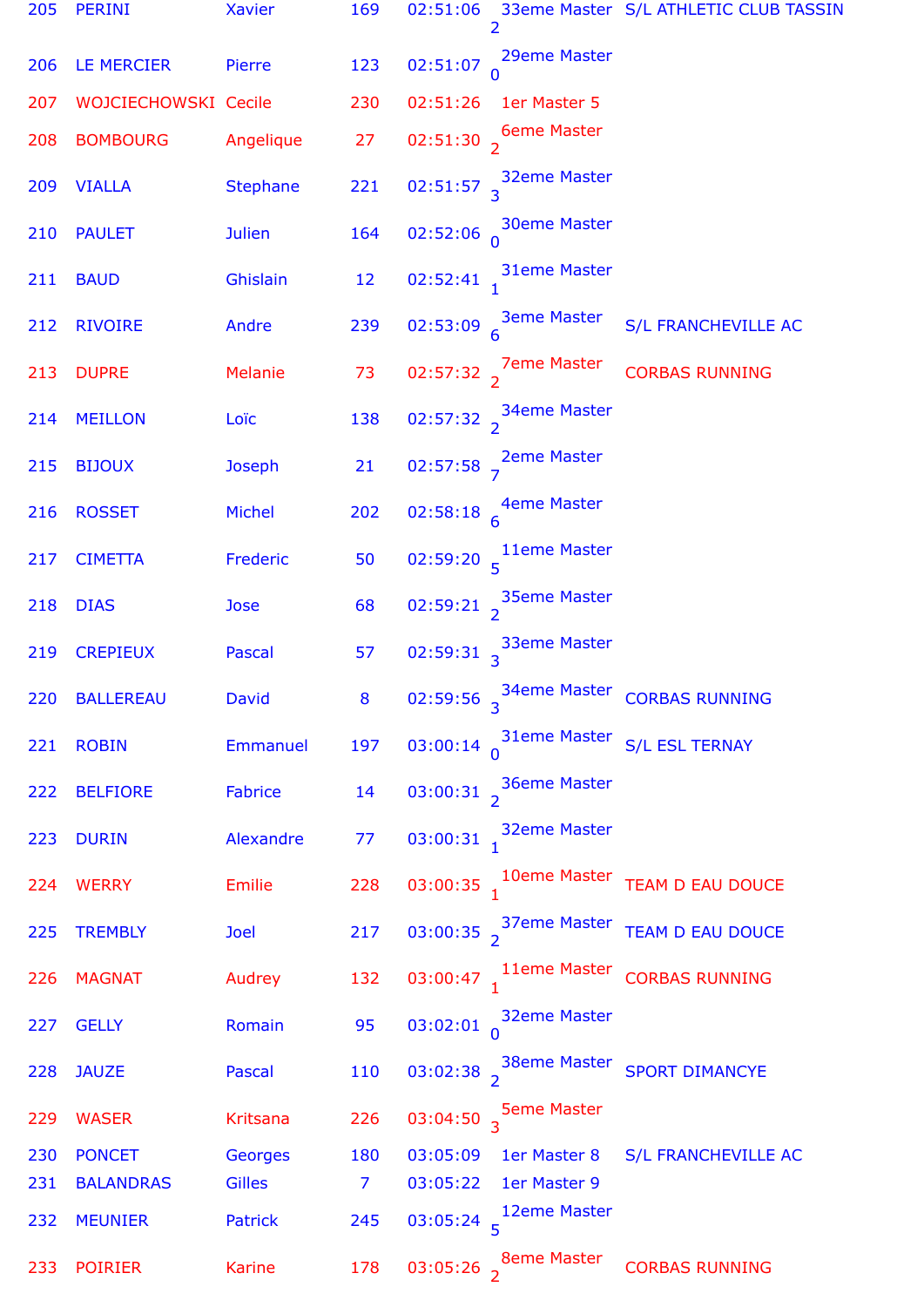| 205 | PERINI | Xavier | 169 | 02:51:06 | 33eme Master 2 | S/L ATHLETIC CLUB TASSIN |
|---|---|---|---|---|---|---|
| 206 | LE MERCIER | Pierre | 123 | 02:51:07 | 29eme Master 0 | |
| 207 | WOJCIECHOWSKI | Cecile | 230 | 02:51:26 | 1er Master 5 | |
| 208 | BOMBOURG | Angelique | 27 | 02:51:30 | 6eme Master 2 | |
| 209 | VIALLA | Stephane | 221 | 02:51:57 | 32eme Master 3 | |
| 210 | PAULET | Julien | 164 | 02:52:06 | 30eme Master 0 | |
| 211 | BAUD | Ghislain | 12 | 02:52:41 | 31eme Master 1 | |
| 212 | RIVOIRE | Andre | 239 | 02:53:09 | 3eme Master 6 | S/L FRANCHEVILLE AC |
| 213 | DUPRE | Melanie | 73 | 02:57:32 | 7eme Master 2 | CORBAS RUNNING |
| 214 | MEILLON | Loïc | 138 | 02:57:32 | 34eme Master 2 | |
| 215 | BIJOUX | Joseph | 21 | 02:57:58 | 2eme Master 7 | |
| 216 | ROSSET | Michel | 202 | 02:58:18 | 4eme Master 6 | |
| 217 | CIMETTA | Frederic | 50 | 02:59:20 | 11eme Master 5 | |
| 218 | DIAS | Jose | 68 | 02:59:21 | 35eme Master 2 | |
| 219 | CREPIEUX | Pascal | 57 | 02:59:31 | 33eme Master 3 | |
| 220 | BALLEREAU | David | 8 | 02:59:56 | 34eme Master 3 | CORBAS RUNNING |
| 221 | ROBIN | Emmanuel | 197 | 03:00:14 | 31eme Master 0 | S/L ESL TERNAY |
| 222 | BELFIORE | Fabrice | 14 | 03:00:31 | 36eme Master 2 | |
| 223 | DURIN | Alexandre | 77 | 03:00:31 | 32eme Master 1 | |
| 224 | WERRY | Emilie | 228 | 03:00:35 | 10eme Master 1 | TEAM D EAU DOUCE |
| 225 | TREMBLY | Joel | 217 | 03:00:35 | 37eme Master 2 | TEAM D EAU DOUCE |
| 226 | MAGNAT | Audrey | 132 | 03:00:47 | 11eme Master 1 | CORBAS RUNNING |
| 227 | GELLY | Romain | 95 | 03:02:01 | 32eme Master 0 | |
| 228 | JAUZE | Pascal | 110 | 03:02:38 | 38eme Master 2 | SPORT DIMANCYE |
| 229 | WASER | Kritsana | 226 | 03:04:50 | 5eme Master 3 | |
| 230 | PONCET | Georges | 180 | 03:05:09 | 1er Master 8 | S/L FRANCHEVILLE AC |
| 231 | BALANDRAS | Gilles | 7 | 03:05:22 | 1er Master 9 | |
| 232 | MEUNIER | Patrick | 245 | 03:05:24 | 12eme Master 5 | |
| 233 | POIRIER | Karine | 178 | 03:05:26 | 8eme Master 2 | CORBAS RUNNING |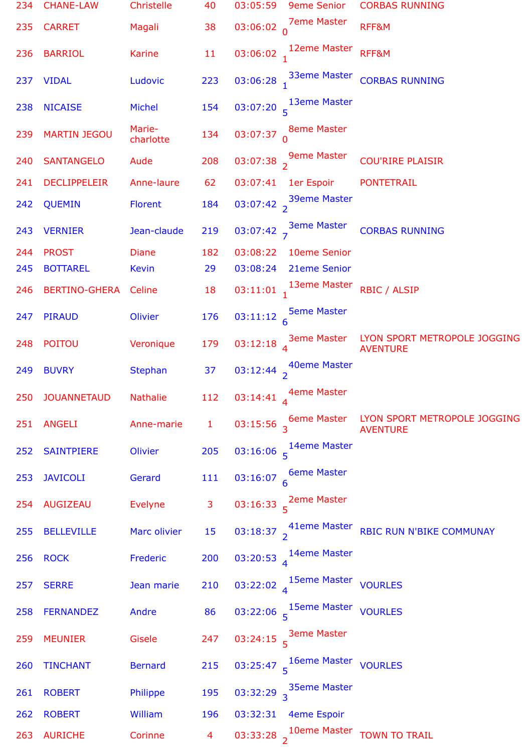| | | | | | | |
|---|---|---|---|---|---|---|
| 234 | CHANE-LAW | Christelle | 40 | 03:05:59 | 9eme Senior | CORBAS RUNNING |
| 235 | CARRET | Magali | 38 | 03:06:02 | 7eme Master 0 | RFF&M |
| 236 | BARRIOL | Karine | 11 | 03:06:02 | 12eme Master 1 | RFF&M |
| 237 | VIDAL | Ludovic | 223 | 03:06:28 | 33eme Master 1 | CORBAS RUNNING |
| 238 | NICAISE | Michel | 154 | 03:07:20 | 13eme Master 5 | |
| 239 | MARTIN JEGOU | Marie-charlotte | 134 | 03:07:37 | 8eme Master 0 | |
| 240 | SANTANGELO | Aude | 208 | 03:07:38 | 9eme Master 2 | COU'RIRE PLAISIR |
| 241 | DECLIPPELEIR | Anne-laure | 62 | 03:07:41 | 1er Espoir | PONTETRAIL |
| 242 | QUEMIN | Florent | 184 | 03:07:42 | 39eme Master 2 | |
| 243 | VERNIER | Jean-claude | 219 | 03:07:42 | 3eme Master 7 | CORBAS RUNNING |
| 244 | PROST | Diane | 182 | 03:08:22 | 10eme Senior | |
| 245 | BOTTAREL | Kevin | 29 | 03:08:24 | 21eme Senior | |
| 246 | BERTINO-GHERA | Celine | 18 | 03:11:01 | 13eme Master 1 | RBIC / ALSIP |
| 247 | PIRAUD | Olivier | 176 | 03:11:12 | 5eme Master 6 | |
| 248 | POITOU | Veronique | 179 | 03:12:18 | 3eme Master 4 | LYON SPORT METROPOLE JOGGING AVENTURE |
| 249 | BUVRY | Stephan | 37 | 03:12:44 | 40eme Master 2 | |
| 250 | JOUANNETAUD | Nathalie | 112 | 03:14:41 | 4eme Master 4 | |
| 251 | ANGELI | Anne-marie | 1 | 03:15:56 | 6eme Master 3 | LYON SPORT METROPOLE JOGGING AVENTURE |
| 252 | SAINTPIERE | Olivier | 205 | 03:16:06 | 14eme Master 5 | |
| 253 | JAVICOLI | Gerard | 111 | 03:16:07 | 6eme Master 6 | |
| 254 | AUGIZEAU | Evelyne | 3 | 03:16:33 | 2eme Master 5 | |
| 255 | BELLEVILLE | Marc olivier | 15 | 03:18:37 | 41eme Master 2 | RBIC RUN N'BIKE COMMUNAY |
| 256 | ROCK | Frederic | 200 | 03:20:53 | 14eme Master 4 | |
| 257 | SERRE | Jean marie | 210 | 03:22:02 | 15eme Master 4 | VOURLES |
| 258 | FERNANDEZ | Andre | 86 | 03:22:06 | 15eme Master 5 | VOURLES |
| 259 | MEUNIER | Gisele | 247 | 03:24:15 | 3eme Master 5 | |
| 260 | TINCHANT | Bernard | 215 | 03:25:47 | 16eme Master 5 | VOURLES |
| 261 | ROBERT | Philippe | 195 | 03:32:29 | 35eme Master 3 | |
| 262 | ROBERT | William | 196 | 03:32:31 | 4eme Espoir | |
| 263 | AURICHE | Corinne | 4 | 03:33:28 | 10eme Master 2 | TOWN TO TRAIL |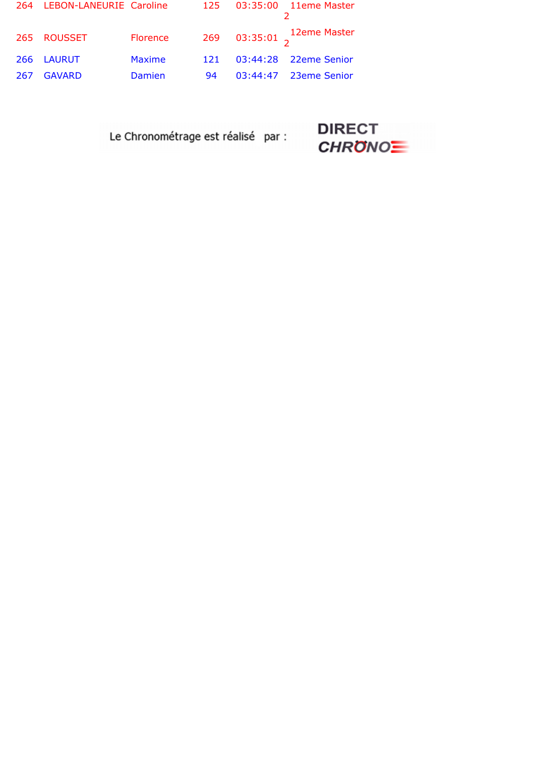| | | | | | |
|---|---|---|---|---|---|
| 264 | LEBON-LANEURIE | Caroline | 125 | 03:35:00 | 11eme Master 2 |
| 265 | ROUSSET | Florence | 269 | 03:35:01 | 12eme Master 2 |
| 266 | LAURUT | Maxime | 121 | 03:44:28 | 22eme Senior |
| 267 | GAVARD | Damien | 94 | 03:44:47 | 23eme Senior |

Le Chronométrage est réalisé par : DIRECT CHRONO